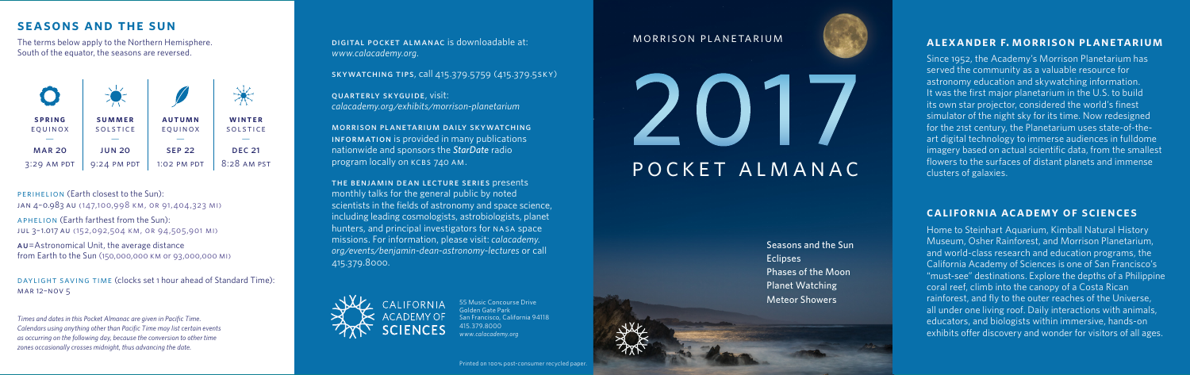## SEASONS AND THE SUN

The terms below apply to the Northern Hemisphere. South of the equator, the seasons are reversed.

| SPRING EQUINOX | SUMMER SOLSTICE | AUTUMN EQUINOX | WINTER SOLSTICE |
|---|---|---|---|
| MAR 20 | JUN 20 | SEP 22 | DEC 21 |
| 3:29 AM PDT | 9:24 PM PDT | 1:02 PM PDT | 8:28 AM PST |

PERIHELION (Earth closest to the Sun):
JAN 4–0.983 AU (147,100,998 KM, OR 91,404,323 MI)

APHELION (Earth farthest from the Sun):
JUL 3–1.017 AU (152,092,504 KM, OR 94,505,901 MI)

AU=Astronomical Unit, the average distance from Earth to the Sun (150,000,000 KM or 93,000,000 MI)

DAYLIGHT SAVING TIME (clocks set 1 hour ahead of Standard Time):
MAR 12–NOV 5

*Times and dates in this Pocket Almanac are given in Pacific Time. Calendars using anything other than Pacific Time may list certain events as occurring on the following day, because the conversion to other time zones occasionally crosses midnight, thus advancing the date.*

**DIGITAL POCKET ALMANAC** is downloadable at: *www.calacademy.org*.

**SKYWATCHING TIPS**, call 415.379.5759 (415.379.5SKY)

**QUARTERLY SKYGUIDE**, visit: *calacademy.org/exhibits/morrison-planetarium*

**MORRISON PLANETARIUM DAILY SKYWATCHING INFORMATION** is provided in many publications nationwide and sponsors the ***StarDate*** radio program locally on KCBS 740 AM.

**THE BENJAMIN DEAN LECTURE SERIES** presents monthly talks for the general public by noted scientists in the fields of astronomy and space science, including leading cosmologists, astrobiologists, planet hunters, and principal investigators for NASA space missions. For information, please visit: *calacademy.org/events/benjamin-dean-astronomy-lectures* or call 415.379.8000.

CALIFORNIA ACADEMY OF SCIENCES

55 Music Concourse Drive
Golden Gate Park
San Francisco, California 94118
415.379.8000
*www.calacademy.org*

Printed on 100% post-consumer recycled paper.

MORRISON PLANETARIUM

# 2017
# POCKET ALMANAC

Seasons and the Sun
Eclipses
Phases of the Moon
Planet Watching
Meteor Showers

## ALEXANDER F. MORRISON PLANETARIUM

Since 1952, the Academy's Morrison Planetarium has served the community as a valuable resource for astronomy education and skywatching information. It was the first major planetarium in the U.S. to build its own star projector, considered the world's finest simulator of the night sky for its time. Now redesigned for the 21st century, the Planetarium uses state-of-the-art digital technology to immerse audiences in fulldome imagery based on actual scientific data, from the smallest flowers to the surfaces of distant planets and immense clusters of galaxies.

## CALIFORNIA ACADEMY OF SCIENCES

Home to Steinhart Aquarium, Kimball Natural History Museum, Osher Rainforest, and Morrison Planetarium, and world-class research and education programs, the California Academy of Sciences is one of San Francisco's "must-see" destinations. Explore the depths of a Philippine coral reef, climb into the canopy of a Costa Rican rainforest, and fly to the outer reaches of the Universe, all under one living roof. Daily interactions with animals, educators, and biologists within immersive, hands-on exhibits offer discovery and wonder for visitors of all ages.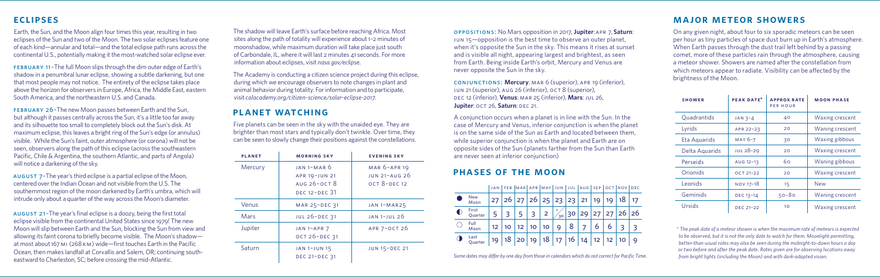## ECLIPSES

Earth, the Sun, and the Moon align four times this year, resulting in two eclipses of the Sun and two of the Moon. The two solar eclipses feature one of each kind—annular and total—and the total eclipse path runs across the continental U.S., potentially making it the most-watched solar eclipse ever.

**FEBRUARY 11**–The full Moon slips through the dim outer edge of Earth's shadow in a penumbral lunar eclipse, showing a subtle darkening, but one that most people may not notice. The entirety of the eclipse takes place above the horizon for observers in Europe, Africa, the Middle East, eastern South America, and the northeastern U.S. and Canada.

**FEBRUARY 26**–The new Moon passes between Earth and the Sun, but although it passes centrally across the Sun, it's a little too far away and its silhouette too small to completely block out the Sun's disk. At maximum eclipse, this leaves a bright ring of the Sun's edge (or annulus) visible. While the Sun's faint, outer atmosphere (or corona) will not be seen, observers along the path of this eclipse (across the southeastern Pacific, Chile & Argentina, the southern Atlantic, and parts of Angola) will notice a darkening of the sky.

**AUGUST 7**–The year's third eclipse is a partial eclipse of the Moon, centered over the Indian Ocean and not visible from the U.S. The southernmost region of the moon darkened by Earth's umbra, which will intrude only about a quarter of the way across the Moon's diameter.

**AUGUST 21**–The year's final eclipse is a doozy, being the first total eclipse visible from the continental United States since 1979! The new Moon will slip between Earth and the Sun, blocking the Sun from view and allowing its faint corona to briefly become visible. The Moon's shadow—at most about 167 MI (268 KM) wide—first touches Earth in the Pacific Ocean, then makes landfall at Corvallis and Salem, OR; continuing south-eastward to Charleston, SC; before crossing the mid-Atlantic.

The shadow will leave Earth's surface before reaching Africa. Most sites along the path of totality will experience about 1–2 minutes of moonshadow, while maximum duration will take place just south of Carbondale, IL, where it will last 2 minutes 41 seconds. For more information about eclipses, visit *nasa.gov/eclipse*.

The Academy is conducting a citizen science project during this eclipse, during which we encourage observers to note changes in plant and animal behavior during totality. For information and to participate, visit *calacademy.org/citizen-science/solar-eclipse-2017*.

## PLANET WATCHING

Five planets can be seen in the sky with the unaided eye. They are brighter than most stars and typically don't twinkle. Over time, they can be seen to slowly change their positions against the constellations.

| PLANET | MORNING SKY | EVENING SKY |
|---|---|---|
| Mercury | JAN 1–MAR 6<br>APR 19–JUN 21<br>AUG 26–OCT 8<br>DEC 12–DEC 31 | MAR 6–APR 19<br>JUN 21–AUG 26<br>OCT 8–DEC 12 |
| Venus | MAR 25–DEC 31 | JAN 1–MAR 25 |
| Mars | JUL 26–DEC 31 | JAN 1–JUL 26 |
| Jupiter | JAN 1–APR 7<br>OCT 26–DEC 31 | APR 7–OCT 26 |
| Saturn | JAN 1–JUN 15<br>DEC 21–DEC 31 | JUN 15–DEC 21 |

**OPPOSITIONS:** No Mars opposition in 2017, **Jupiter**: APR 7, **Saturn**: JUN 15—opposition is the best time to observe an outer planet, when it's opposite the Sun in the sky. This means it rises at sunset and is visible all night, appearing largest and brightest, as seen from Earth. Being inside Earth's orbit, Mercury and Venus are never opposite the Sun in the sky.

**CONJUNCTIONS: Mercury**: MAR 6 (superior), APR 19 (inferior), JUN 21 (superior), AUG 26 (inferior), OCT 8 (superior), DEC 12 (inferior), **Venus**: MAR 25 (inferior), **Mars**: JUL 26, **Jupiter**: OCT 26, **Saturn**: DEC 21.

A conjunction occurs when a planet is in line with the Sun. In the case of Mercury and Venus, inferior conjunction is when the planet is on the same side of the Sun as Earth and located between them, while superior conjunction is when the planet and Earth are on opposite sides of the Sun (planets farther from the Sun than Earth are never seen at inferior conjunction)

## PHASES OF THE MOON

| | JAN | FEB | MAR | APR | MAY | JUN | JUL | AUG | SEP | OCT | NOV | DEC |
|---|---|---|---|---|---|---|---|---|---|---|---|---|
| New Moon | 27 | 26 | 27 | 26 | 25 | 23 | 23 | 21 | 19 | 19 | 18 | 17 |
| First Quarter | 5 | 3 | 5 | 3 | 2 | 1/30 | 30 | 29 | 27 | 27 | 26 | 26 |
| Full Moon | 12 | 10 | 12 | 10 | 10 | 9 | 8 | 7 | 6 | 6 | 3 | 3 |
| Last Quarter | 19 | 18 | 20 | 19 | 18 | 17 | 16 | 14 | 12 | 12 | 10 | 9 |

*Some dates may differ by one day from those in calendars which do not correct for Pacific Time.*

## MAJOR METEOR SHOWERS

On any given night, about four to six sporadic meteors can be seen per hour as tiny particles of space dust burn up in Earth's atmosphere. When Earth passes through the dust trail left behind by a passing comet, more of these particles rain through the atmosphere, causing a meteor shower. Showers are named after the constellation from which meteors appear to radiate. Visibility can be affected by the brightness of the Moon.

| SHOWER | PEAK DATE* | APPROX.RATE PER HOUR | MOON PHASE |
|---|---|---|---|
| Quadrantids | JAN 3–4 | 40 | Waxing crescent |
| Lyrids | APR 22–23 | 20 | Waning crescent |
| Eta Aquarids | MAY 6–7 | 30 | Waxing gibbous |
| Delta Aquarids | JUL 28–29 | 20 | Waxing crescent |
| Perseids | AUG 12–13 | 60 | Waning gibbous |
| Orionids | OCT 21–22 | 20 | Waxing crescent |
| Leonids | NOV 17–18 | 15 | New |
| Geminids | DEC 13–14 | 50–80 | Waning crescent |
| Ursids | DEC 21–22 | 10 | Waxing crescent |

*\* The peak date of a meteor shower is when the maximum rate of meteors is expected to be observed, but it is not the only date to watch for them. Moonlight-permitting, better-than-usual rates may also be seen during the midnight-to-dawn hours a day or two before and after the peak date. Rates given are for observing locations away from bright lights (including the Moon) and with dark-adapted vision.*